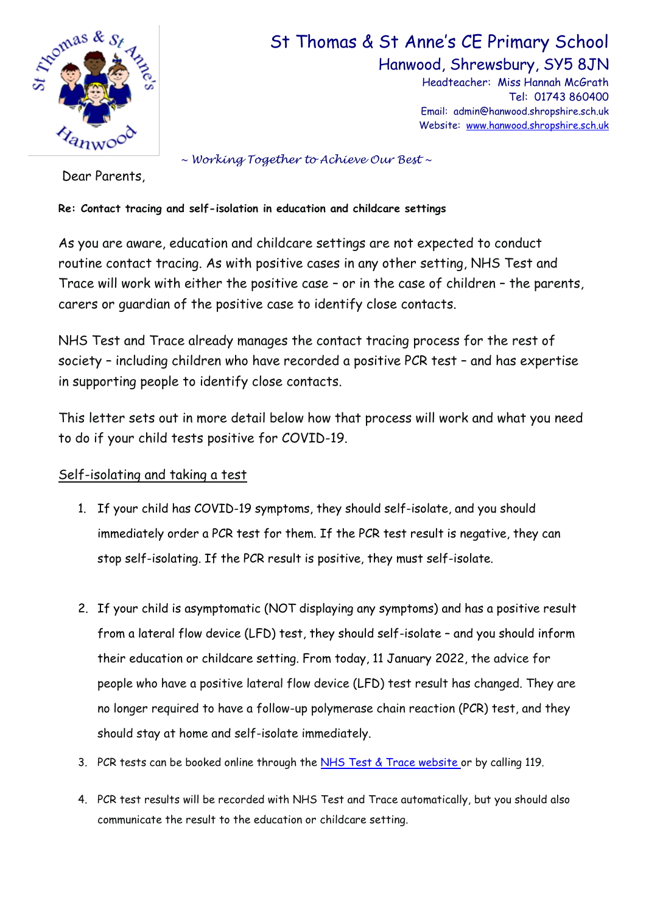# St Thomas & St Anne's CE Primary School

## Hanwood, Shrewsbury, SY5 8JN

Headteacher: Miss Hannah McGrath
Tel: 01743 860400
Email: admin@hanwood.shropshire.sch.uk
Website: [www.hanwood.shropshire.sch.uk](www.hanwood.shropshire.sch.uk)

*~ Working Together to Achieve Our Best ~*

Dear Parents,

**Re: Contact tracing and self-isolation in education and childcare settings**

As you are aware, education and childcare settings are not expected to conduct routine contact tracing. As with positive cases in any other setting, NHS Test and Trace will work with either the positive case – or in the case of children – the parents, carers or guardian of the positive case to identify close contacts.

NHS Test and Trace already manages the contact tracing process for the rest of society – including children who have recorded a positive PCR test – and has expertise in supporting people to identify close contacts.

This letter sets out in more detail below how that process will work and what you need to do if your child tests positive for COVID-19.

<u>Self-isolating and taking a test</u>

1. If your child has COVID-19 symptoms, they should self-isolate, and you should immediately order a PCR test for them. If the PCR test result is negative, they can stop self-isolating. If the PCR result is positive, they must self-isolate.

2. If your child is asymptomatic (NOT displaying any symptoms) and has a positive result from a lateral flow device (LFD) test, they should self-isolate – and you should inform their education or childcare setting. From today, 11 January 2022, the advice for people who have a positive lateral flow device (LFD) test result has changed. They are no longer required to have a follow-up polymerase chain reaction (PCR) test, and they should stay at home and self-isolate immediately.

3. PCR tests can be booked online through the NHS Test & Trace website or by calling 119.

4. PCR test results will be recorded with NHS Test and Trace automatically, but you should also communicate the result to the education or childcare setting.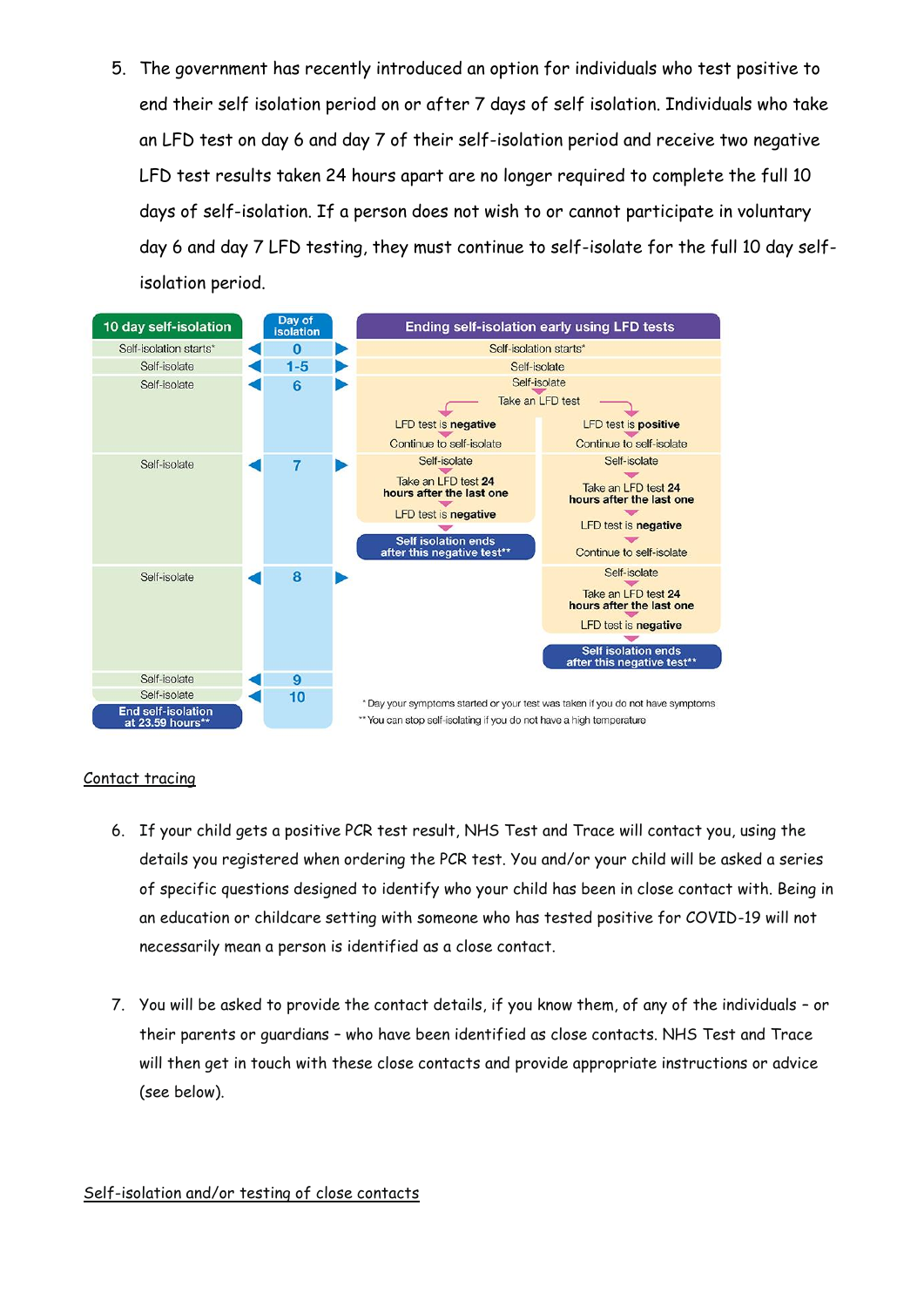5. The government has recently introduced an option for individuals who test positive to end their self isolation period on or after 7 days of self isolation. Individuals who take an LFD test on day 6 and day 7 of their self-isolation period and receive two negative LFD test results taken 24 hours apart are no longer required to complete the full 10 days of self-isolation. If a person does not wish to or cannot participate in voluntary day 6 and day 7 LFD testing, they must continue to self-isolate for the full 10 day self-isolation period.

| 10 day self-isolation | Day of isolation | Ending self-isolation early using LFD tests | |
|---|---|---|---|
| Self-isolation starts* | 0 | Self-isolation starts* | |
| Self-isolate | 1-5 | Self-isolate | |
| Self-isolate | 6 | Self-isolate<br>Take an LFD test<br>LFD test is **negative**<br>Continue to self-isolate | Self-isolate<br>Take an LFD test<br>LFD test is **positive**<br>Continue to self-isolate |
| Self-isolate | 7 | Self-isolate<br>Take an LFD test **24 hours after the last one**<br>LFD test is **negative**<br>**Self isolation ends after this negative test**** | Self-isolate<br>Take an LFD test **24 hours after the last one**<br>LFD test is **negative**<br>Continue to self-isolate |
| Self-isolate | 8 | | Self-isolate<br>Take an LFD test **24 hours after the last one**<br>LFD test is **negative**<br>**Self isolation ends after this negative test**** |
| Self-isolate | 9 | | |
| Self-isolate<br>**End self-isolation at 23.59 hours**** | 10 | | |

\* Day your symptoms started or your test was taken if you do not have symptoms

** You can stop self-isolating if you do not have a high temperature

## Contact tracing

6. If your child gets a positive PCR test result, NHS Test and Trace will contact you, using the details you registered when ordering the PCR test. You and/or your child will be asked a series of specific questions designed to identify who your child has been in close contact with. Being in an education or childcare setting with someone who has tested positive for COVID-19 will not necessarily mean a person is identified as a close contact.

7. You will be asked to provide the contact details, if you know them, of any of the individuals – or their parents or guardians – who have been identified as close contacts. NHS Test and Trace will then get in touch with these close contacts and provide appropriate instructions or advice (see below).

## Self-isolation and/or testing of close contacts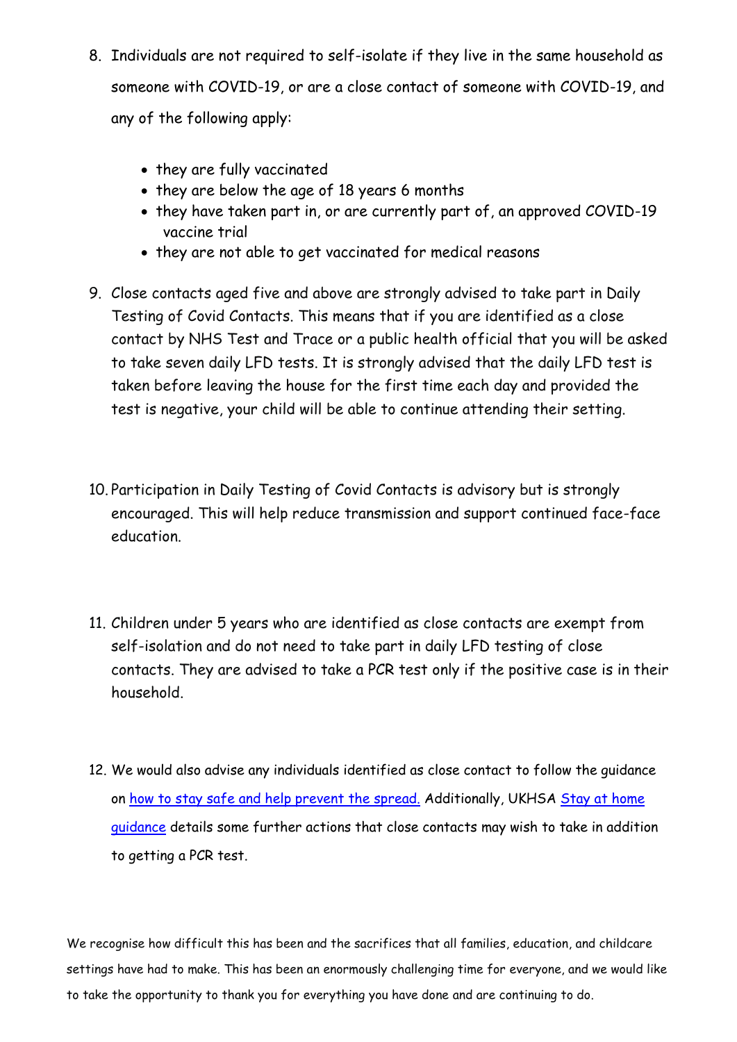8. Individuals are not required to self-isolate if they live in the same household as someone with COVID-19, or are a close contact of someone with COVID-19, and any of the following apply:

    - they are fully vaccinated
    - they are below the age of 18 years 6 months
    - they have taken part in, or are currently part of, an approved COVID-19 vaccine trial
    - they are not able to get vaccinated for medical reasons

9. Close contacts aged five and above are strongly advised to take part in Daily Testing of Covid Contacts. This means that if you are identified as a close contact by NHS Test and Trace or a public health official that you will be asked to take seven daily LFD tests. It is strongly advised that the daily LFD test is taken before leaving the house for the first time each day and provided the test is negative, your child will be able to continue attending their setting.

10. Participation in Daily Testing of Covid Contacts is advisory but is strongly encouraged. This will help reduce transmission and support continued face-face education.

11. Children under 5 years who are identified as close contacts are exempt from self-isolation and do not need to take part in daily LFD testing of close contacts. They are advised to take a PCR test only if the positive case is in their household.

12. We would also advise any individuals identified as close contact to follow the guidance on [how to stay safe and help prevent the spread.]() Additionally, UKHSA [Stay at home guidance]() details some further actions that close contacts may wish to take in addition to getting a PCR test.

We recognise how difficult this has been and the sacrifices that all families, education, and childcare settings have had to make. This has been an enormously challenging time for everyone, and we would like to take the opportunity to thank you for everything you have done and are continuing to do.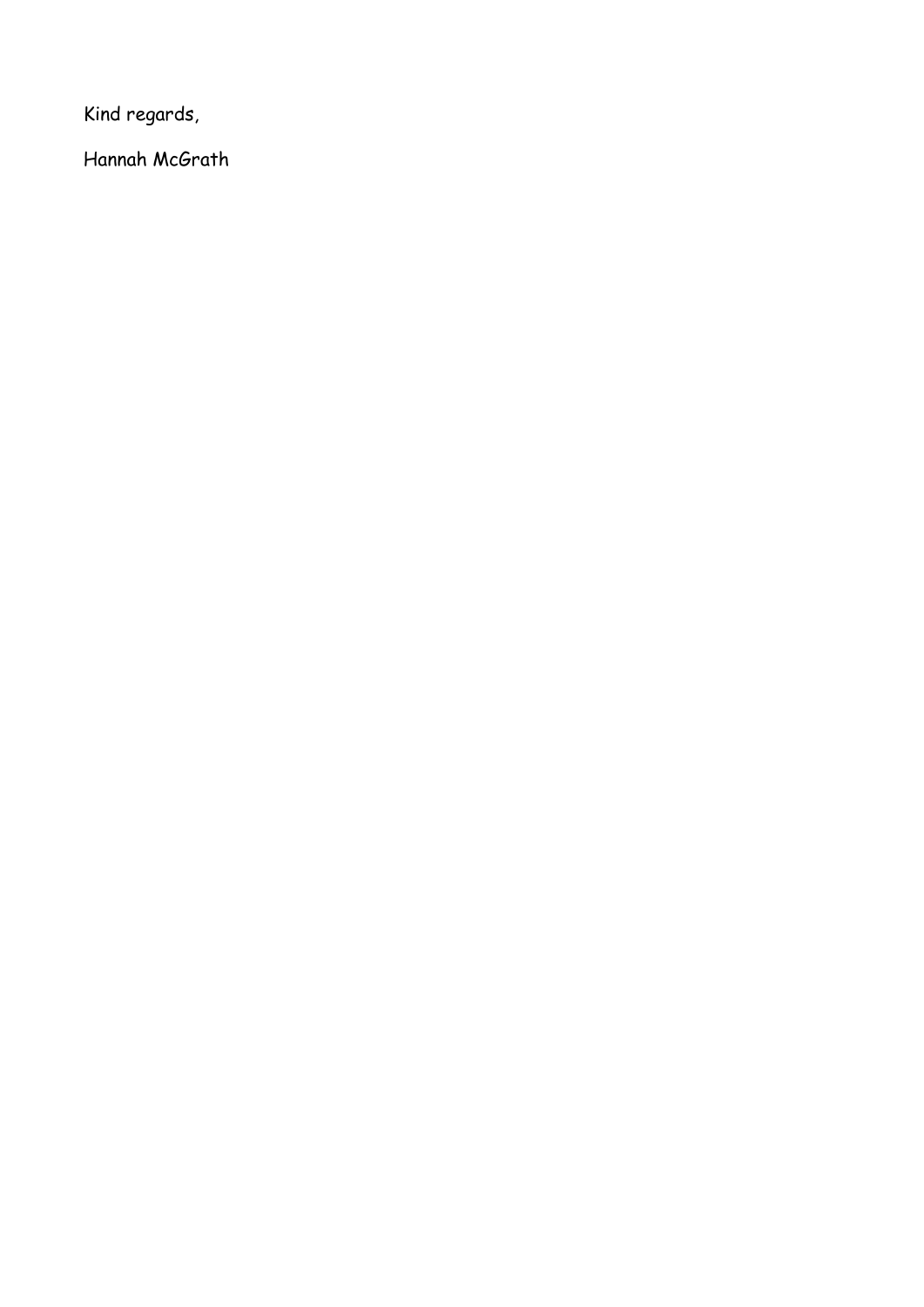Kind regards,

Hannah McGrath